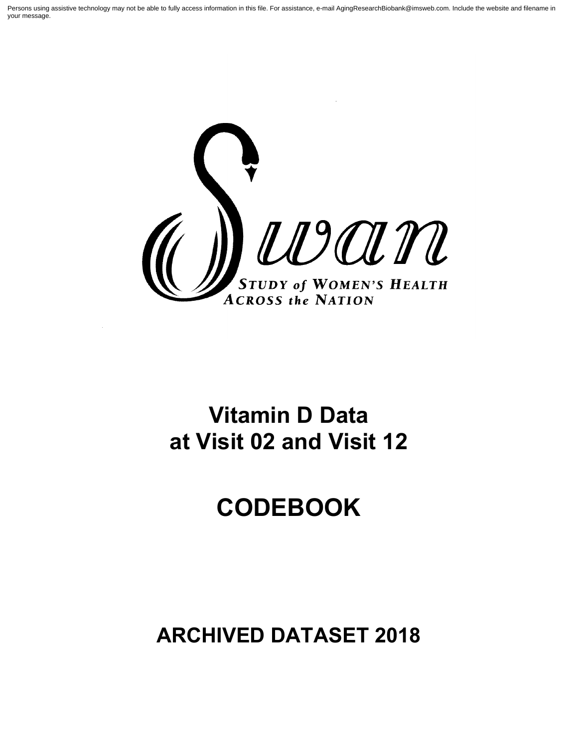Persons using assistive technology may not be able to fully access information in this file. For assistance, e-mail AgingResearchBiobank@imsweb.com. Include the website and filename in your message.

Swan

STUDY of WOMEN'S HEALTH ACROSS the NATION

# Vitamin D Data at Visit 02 and Visit 12

# CODEBOOK

# ARCHIVED DATASET 2018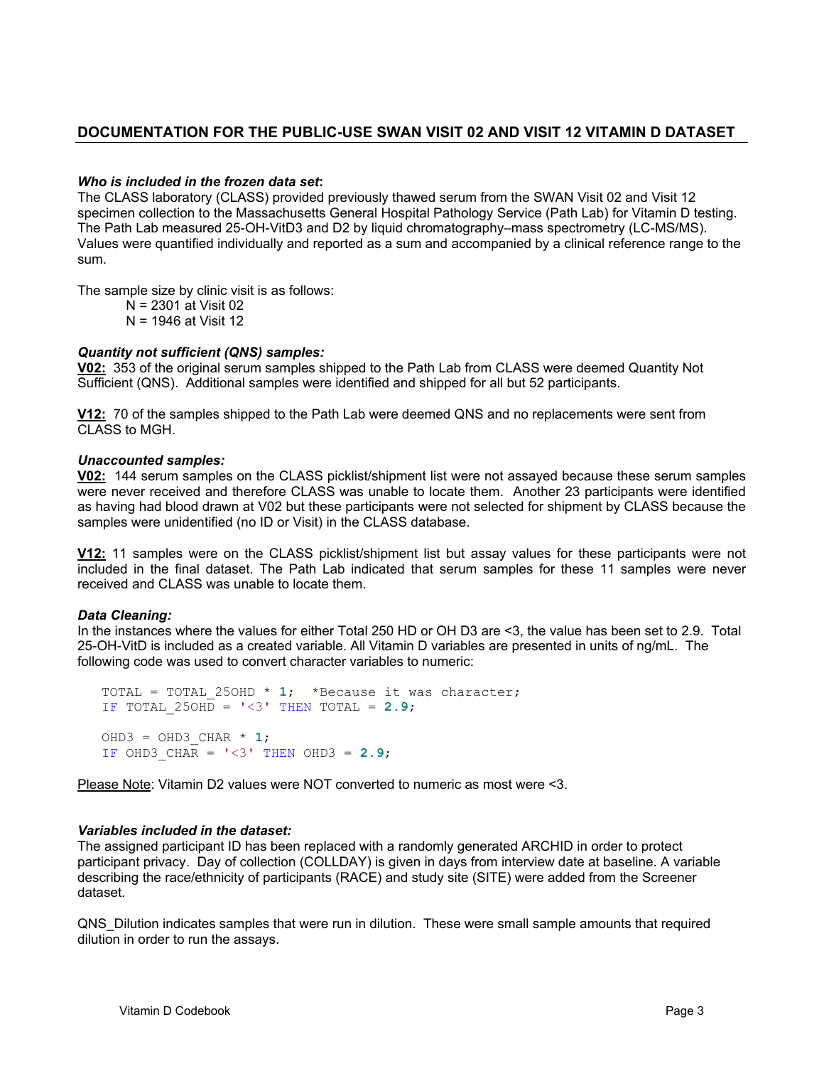## DOCUMENTATION FOR THE PUBLIC-USE SWAN VISIT 02 AND VISIT 12 VITAMIN D DATASET

***Who is included in the frozen data set*:**
The CLASS laboratory (CLASS) provided previously thawed serum from the SWAN Visit 02 and Visit 12 specimen collection to the Massachusetts General Hospital Pathology Service (Path Lab) for Vitamin D testing. The Path Lab measured 25-OH-VitD3 and D2 by liquid chromatography–mass spectrometry (LC-MS/MS). Values were quantified individually and reported as a sum and accompanied by a clinical reference range to the sum.

The sample size by clinic visit is as follows:

N = 2301 at Visit 02
N = 1946 at Visit 12

***Quantity not sufficient (QNS) samples:***

**V02:** 353 of the original serum samples shipped to the Path Lab from CLASS were deemed Quantity Not Sufficient (QNS). Additional samples were identified and shipped for all but 52 participants.

**V12:** 70 of the samples shipped to the Path Lab were deemed QNS and no replacements were sent from CLASS to MGH.

***Unaccounted samples:***

**V02:** 144 serum samples on the CLASS picklist/shipment list were not assayed because these serum samples were never received and therefore CLASS was unable to locate them. Another 23 participants were identified as having had blood drawn at V02 but these participants were not selected for shipment by CLASS because the samples were unidentified (no ID or Visit) in the CLASS database.

**V12:** 11 samples were on the CLASS picklist/shipment list but assay values for these participants were not included in the final dataset. The Path Lab indicated that serum samples for these 11 samples were never received and CLASS was unable to locate them.

***Data Cleaning:***
In the instances where the values for either Total 250 HD or OH D3 are <3, the value has been set to 2.9. Total 25-OH-VitD is included as a created variable. All Vitamin D variables are presented in units of ng/mL. The following code was used to convert character variables to numeric:

```
TOTAL = TOTAL_25OHD * 1;  *Because it was character;
IF TOTAL_25OHD = '<3' THEN TOTAL = 2.9;

OHD3 = OHD3_CHAR * 1;
IF OHD3_CHAR = '<3' THEN OHD3 = 2.9;
```

Please Note: Vitamin D2 values were NOT converted to numeric as most were <3.

***Variables included in the dataset:***
The assigned participant ID has been replaced with a randomly generated ARCHID in order to protect participant privacy. Day of collection (COLLDAY) is given in days from interview date at baseline. A variable describing the race/ethnicity of participants (RACE) and study site (SITE) were added from the Screener dataset.

QNS_Dilution indicates samples that were run in dilution. These were small sample amounts that required dilution in order to run the assays.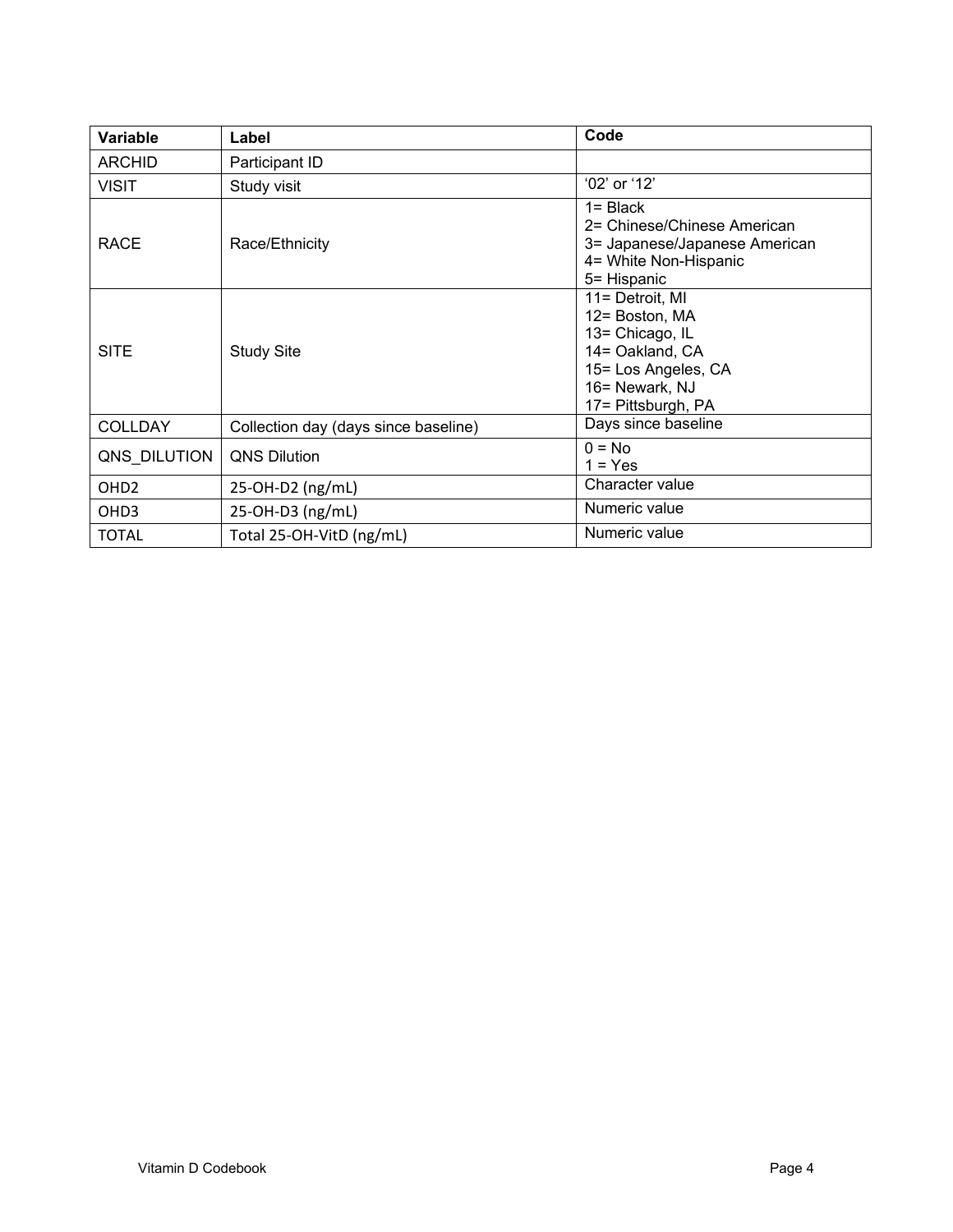| Variable | Label | Code |
|---|---|---|
| ARCHID | Participant ID | |
| VISIT | Study visit | '02' or '12' |
| RACE | Race/Ethnicity | 1= Black<br>2= Chinese/Chinese American<br>3= Japanese/Japanese American<br>4= White Non-Hispanic<br>5= Hispanic |
| SITE | Study Site | 11= Detroit, MI<br>12= Boston, MA<br>13= Chicago, IL<br>14= Oakland, CA<br>15= Los Angeles, CA<br>16= Newark, NJ<br>17= Pittsburgh, PA |
| COLLDAY | Collection day (days since baseline) | Days since baseline |
| QNS_DILUTION | QNS Dilution | 0 = No<br>1 = Yes |
| OHD2 | 25-OH-D2 (ng/mL) | Character value |
| OHD3 | 25-OH-D3 (ng/mL) | Numeric value |
| TOTAL | Total 25-OH-VitD (ng/mL) | Numeric value |